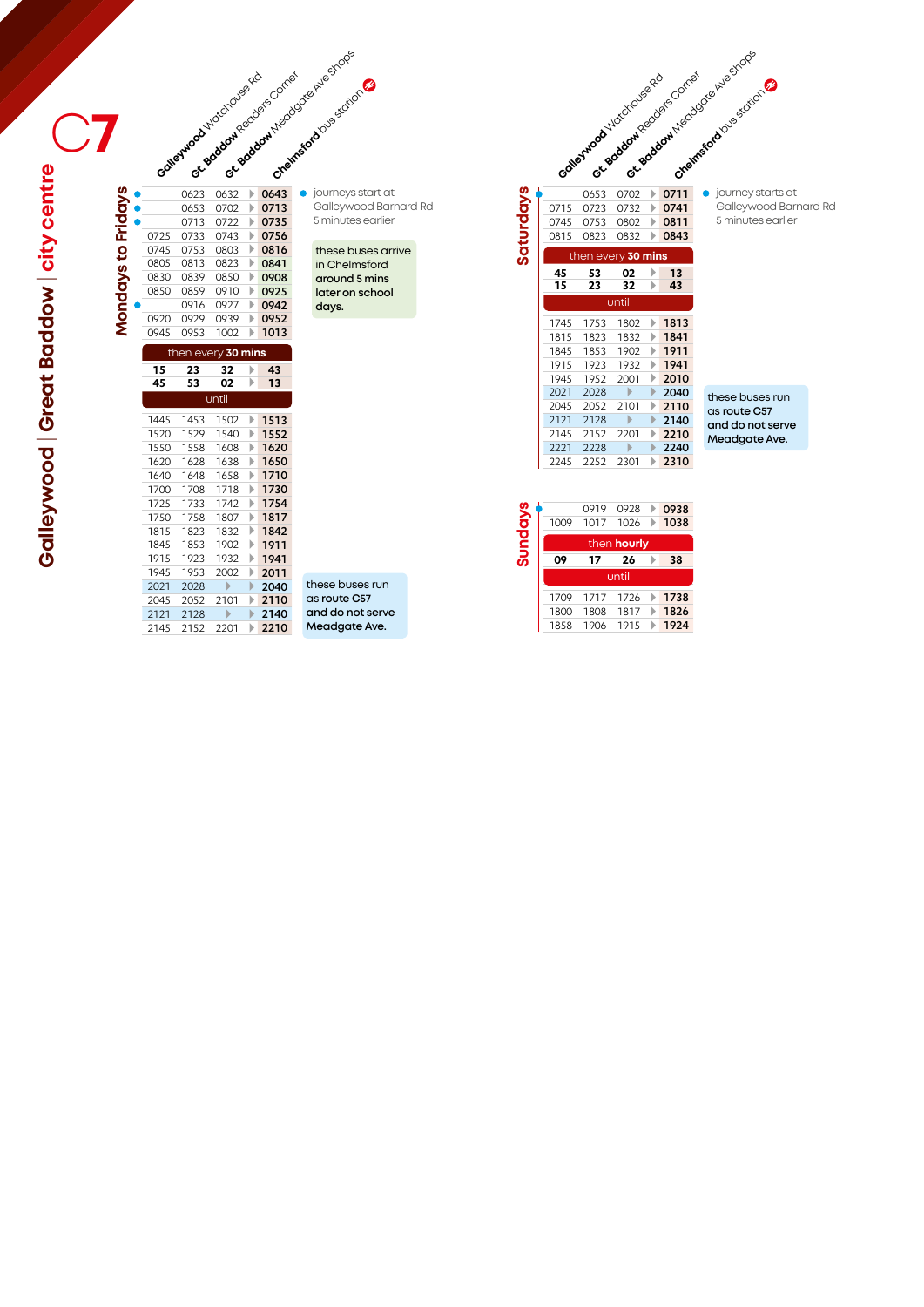# C7

## Galleywood | Great Baddow | city centre

### Mondays to Fridays

| Galleywood Watchouse Rd | Gt. Baddow Readers Corner | Gt. Baddow Meadgate Ave Shops | Chelmsford bus station |
|---|---|---|---|
| | 0623 | 0632 | 0643 |
| | 0653 | 0702 | 0713 |
| | 0713 | 0722 | 0735 |
| 0725 | 0733 | 0743 | 0756 |
| 0745 | 0753 | 0803 | 0816 |
| 0805 | 0813 | 0823 | 0841 |
| 0830 | 0839 | 0850 | 0908 |
| 0850 | 0859 | 0910 | 0925 |
| | 0916 | 0927 | 0942 |
| 0920 | 0929 | 0939 | 0952 |
| 0945 | 0953 | 1002 | 1013 |
| then every 30 mins | | | |
| 15 | 23 | 32 | 43 |
| 45 | 53 | 02 | 13 |
| until | | | |
| 1445 | 1453 | 1502 | 1513 |
| 1520 | 1529 | 1540 | 1552 |
| 1550 | 1558 | 1608 | 1620 |
| 1620 | 1628 | 1638 | 1650 |
| 1640 | 1648 | 1658 | 1710 |
| 1700 | 1708 | 1718 | 1730 |
| 1725 | 1733 | 1742 | 1754 |
| 1750 | 1758 | 1807 | 1817 |
| 1815 | 1823 | 1832 | 1842 |
| 1845 | 1853 | 1902 | 1911 |
| 1915 | 1923 | 1932 | 1941 |
| 1945 | 1953 | 2002 | 2011 |
| 2021 | 2028 | | 2040 |
| 2045 | 2052 | 2101 | 2110 |
| 2121 | 2128 | | 2140 |
| 2145 | 2152 | 2201 | 2210 |

● journeys start at Galleywood Barnard Rd 5 minutes earlier

These buses arrive in Chelmsford around 5 mins later on school days. (0816, 0841, 0908, 0925, 0942)

These buses run as route C57 and do not serve Meadgate Ave. (2021, 2121)

### Saturdays

| Galleywood Watchouse Rd | Gt. Baddow Readers Corner | Gt. Baddow Meadgate Ave Shops | Chelmsford bus station |
|---|---|---|---|
| | 0653 | 0702 | 0711 |
| 0715 | 0723 | 0732 | 0741 |
| 0745 | 0753 | 0802 | 0811 |
| 0815 | 0823 | 0832 | 0843 |
| then every 30 mins | | | |
| 45 | 53 | 02 | 13 |
| 15 | 23 | 32 | 43 |
| until | | | |
| 1745 | 1753 | 1802 | 1813 |
| 1815 | 1823 | 1832 | 1841 |
| 1845 | 1853 | 1902 | 1911 |
| 1915 | 1923 | 1932 | 1941 |
| 1945 | 1952 | 2001 | 2010 |
| 2021 | 2028 | | 2040 |
| 2045 | 2052 | 2101 | 2110 |
| 2121 | 2128 | | 2140 |
| 2145 | 2152 | 2201 | 2210 |
| 2221 | 2228 | | 2240 |
| 2245 | 2252 | 2301 | 2310 |

● journey starts at Galleywood Barnard Rd 5 minutes earlier

These buses run as route C57 and do not serve Meadgate Ave. (2021, 2121, 2221)

### Sundays

| Galleywood Watchouse Rd | Gt. Baddow Readers Corner | Gt. Baddow Meadgate Ave Shops | Chelmsford bus station |
|---|---|---|---|
| | 0919 | 0928 | 0938 |
| 1009 | 1017 | 1026 | 1038 |
| then hourly | | | |
| 09 | 17 | 26 | 38 |
| until | | | |
| 1709 | 1717 | 1726 | 1738 |
| 1800 | 1808 | 1817 | 1826 |
| 1858 | 1906 | 1915 | 1924 |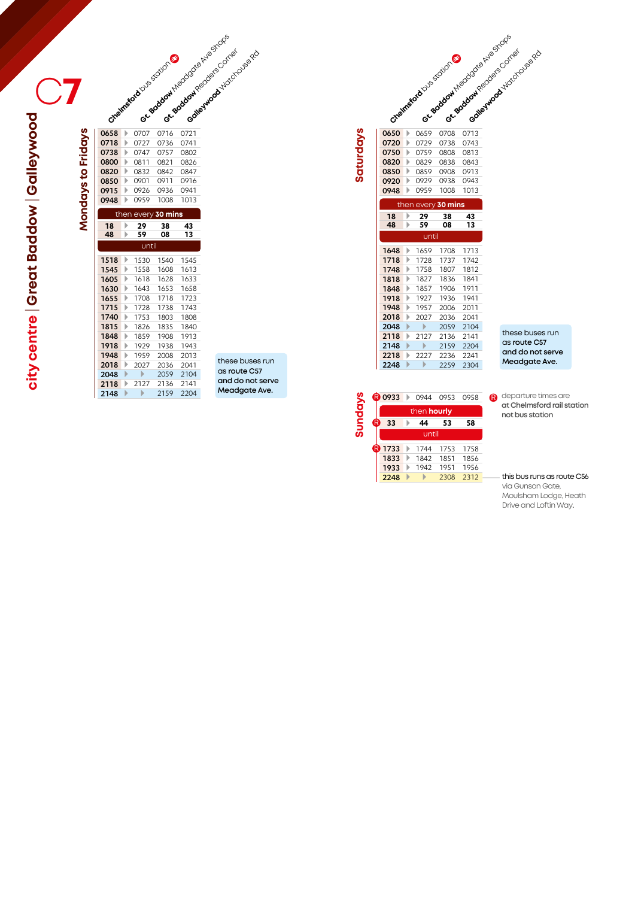# C7

## city centre | Great Baddow | Galleywood

### Mondays to Fridays

| Chelmsford bus station | Gt. Baddow Meadgate Ave Shops | Gt. Baddow Readers Corner | Galleywood Watchouse Rd |
|---|---|---|---|
| 0658 | 0707 | 0716 | 0721 |
| 0718 | 0727 | 0736 | 0741 |
| 0738 | 0747 | 0757 | 0802 |
| 0800 | 0811 | 0821 | 0826 |
| 0820 | 0832 | 0842 | 0847 |
| 0850 | 0901 | 0911 | 0916 |
| 0915 | 0926 | 0936 | 0941 |
| 0948 | 0959 | 1008 | 1013 |
| then every 30 mins | | | |
| 18 | 29 | 38 | 43 |
| 48 | 59 | 08 | 13 |
| until | | | |
| 1518 | 1530 | 1540 | 1545 |
| 1545 | 1558 | 1608 | 1613 |
| 1605 | 1618 | 1628 | 1633 |
| 1630 | 1643 | 1653 | 1658 |
| 1655 | 1708 | 1718 | 1723 |
| 1715 | 1728 | 1738 | 1743 |
| 1740 | 1753 | 1803 | 1808 |
| 1815 | 1826 | 1835 | 1840 |
| 1848 | 1859 | 1908 | 1913 |
| 1918 | 1929 | 1938 | 1943 |
| 1948 | 1959 | 2008 | 2013 |
| 2018 | 2027 | 2036 | 2041 |
| 2048 | ▶ | 2059 | 2104 |
| 2118 | 2127 | 2136 | 2141 |
| 2148 | ▶ | 2159 | 2204 |

these buses run as route C57 and do not serve Meadgate Ave. (2048, 2148)

### Saturdays

| Chelmsford bus station | Gt. Baddow Meadgate Ave Shops | Gt. Baddow Readers Corner | Galleywood Watchouse Rd |
|---|---|---|---|
| 0650 | 0659 | 0708 | 0713 |
| 0720 | 0729 | 0738 | 0743 |
| 0750 | 0759 | 0808 | 0813 |
| 0820 | 0829 | 0838 | 0843 |
| 0850 | 0859 | 0908 | 0913 |
| 0920 | 0929 | 0938 | 0943 |
| 0948 | 0959 | 1008 | 1013 |
| then every 30 mins | | | |
| 18 | 29 | 38 | 43 |
| 48 | 59 | 08 | 13 |
| until | | | |
| 1648 | 1659 | 1708 | 1713 |
| 1718 | 1728 | 1737 | 1742 |
| 1748 | 1758 | 1807 | 1812 |
| 1818 | 1827 | 1836 | 1841 |
| 1848 | 1857 | 1906 | 1911 |
| 1918 | 1927 | 1936 | 1941 |
| 1948 | 1957 | 2006 | 2011 |
| 2018 | 2027 | 2036 | 2041 |
| 2048 | ▶ | 2059 | 2104 |
| 2118 | 2127 | 2136 | 2141 |
| 2148 | ▶ | 2159 | 2204 |
| 2218 | 2227 | 2236 | 2241 |
| 2248 | ▶ | 2259 | 2304 |

these buses run as route C57 and do not serve Meadgate Ave. (2048, 2148, 2248)

### Sundays

| Chelmsford bus station | Gt. Baddow Meadgate Ave Shops | Gt. Baddow Readers Corner | Galleywood Watchouse Rd |
|---|---|---|---|
| R 0933 | 0944 | 0953 | 0958 |
| then hourly | | | |
| R 33 | 44 | 53 | 58 |
| until | | | |
| R 1733 | 1744 | 1753 | 1758 |
| 1833 | 1842 | 1851 | 1856 |
| 1933 | 1942 | 1951 | 1956 |
| 2248 | ▶ | 2308 | 2312 |

R departure times are at Chelmsford rail station not bus station

this bus runs as route C56 via Gunson Gate, Moulsham Lodge, Heath Drive and Loftin Way. (2248)